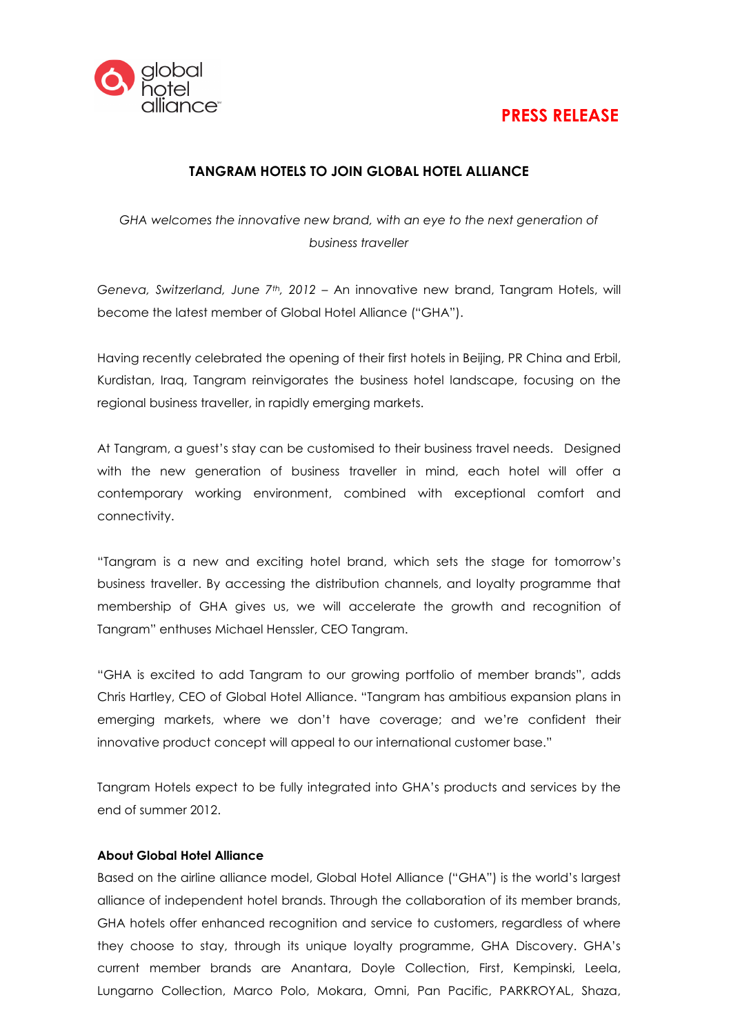**PRESS RELEASE**

# TANGRAM HOTELS TO JOIN GLOBAL HOTEL ALLIANCE

*GHA welcomes the innovative new brand, with an eye to the next generation of business traveller*

*Geneva, Switzerland, June 7th, 2012* – An innovative new brand, Tangram Hotels, will become the latest member of Global Hotel Alliance ("GHA").

Having recently celebrated the opening of their first hotels in Beijing, PR China and Erbil, Kurdistan, Iraq, Tangram reinvigorates the business hotel landscape, focusing on the regional business traveller, in rapidly emerging markets.

At Tangram, a guest's stay can be customised to their business travel needs. Designed with the new generation of business traveller in mind, each hotel will offer a contemporary working environment, combined with exceptional comfort and connectivity.

"Tangram is a new and exciting hotel brand, which sets the stage for tomorrow's business traveller. By accessing the distribution channels, and loyalty programme that membership of GHA gives us, we will accelerate the growth and recognition of Tangram" enthuses Michael Henssler, CEO Tangram.

"GHA is excited to add Tangram to our growing portfolio of member brands", adds Chris Hartley, CEO of Global Hotel Alliance. "Tangram has ambitious expansion plans in emerging markets, where we don't have coverage; and we're confident their innovative product concept will appeal to our international customer base."

Tangram Hotels expect to be fully integrated into GHA's products and services by the end of summer 2012.

**About Global Hotel Alliance**

Based on the airline alliance model, Global Hotel Alliance ("GHA") is the world's largest alliance of independent hotel brands. Through the collaboration of its member brands, GHA hotels offer enhanced recognition and service to customers, regardless of where they choose to stay, through its unique loyalty programme, GHA Discovery. GHA's current member brands are Anantara, Doyle Collection, First, Kempinski, Leela, Lungarno Collection, Marco Polo, Mokara, Omni, Pan Pacific, PARKROYAL, Shaza,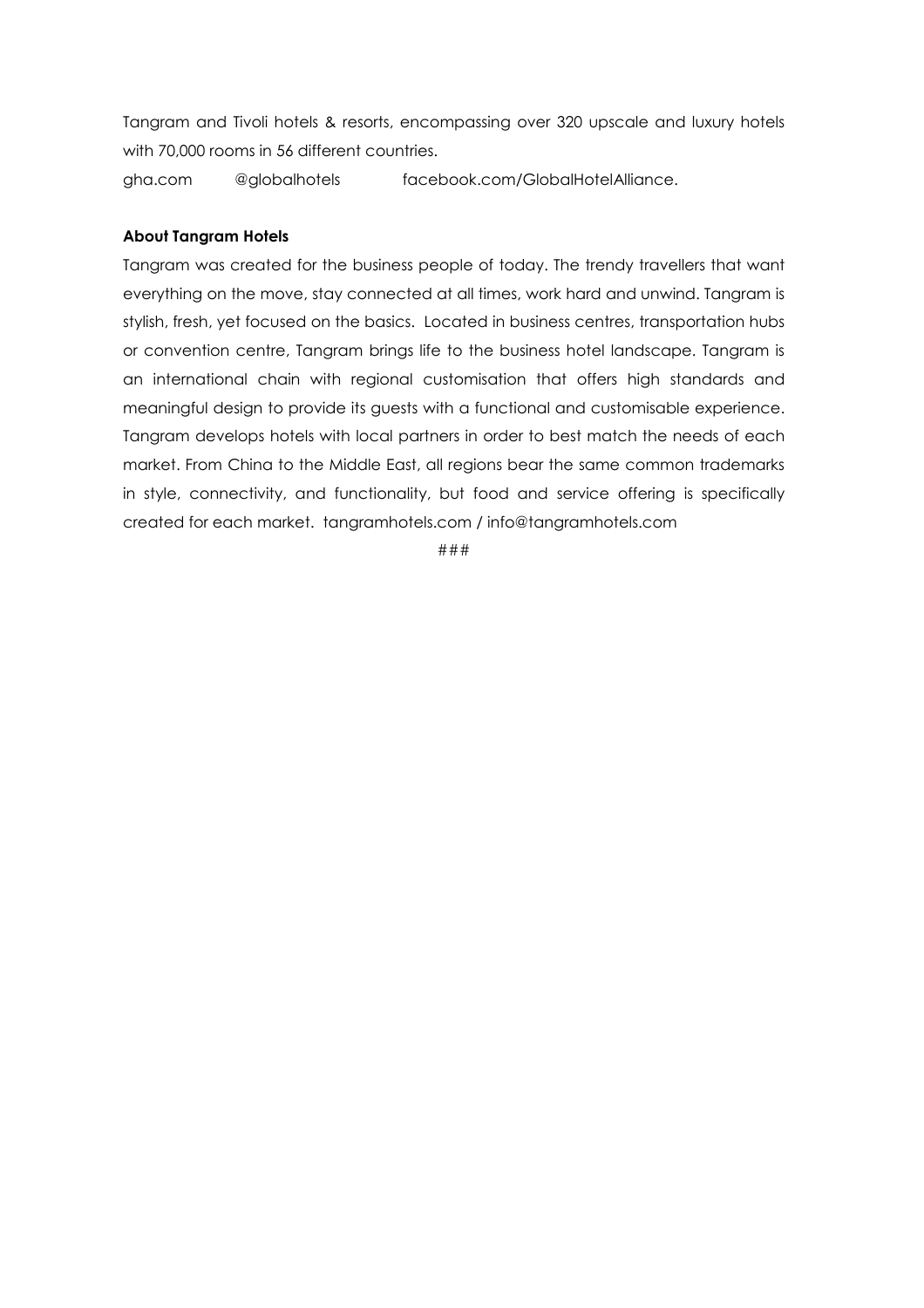Tangram and Tivoli hotels & resorts, encompassing over 320 upscale and luxury hotels with 70,000 rooms in 56 different countries.

gha.com @globalhotels facebook.com/GlobalHotelAlliance.

**About Tangram Hotels**

Tangram was created for the business people of today. The trendy travellers that want everything on the move, stay connected at all times, work hard and unwind. Tangram is stylish, fresh, yet focused on the basics. Located in business centres, transportation hubs or convention centre, Tangram brings life to the business hotel landscape. Tangram is an international chain with regional customisation that offers high standards and meaningful design to provide its guests with a functional and customisable experience. Tangram develops hotels with local partners in order to best match the needs of each market. From China to the Middle East, all regions bear the same common trademarks in style, connectivity, and functionality, but food and service offering is specifically created for each market. tangramhotels.com / info@tangramhotels.com

###